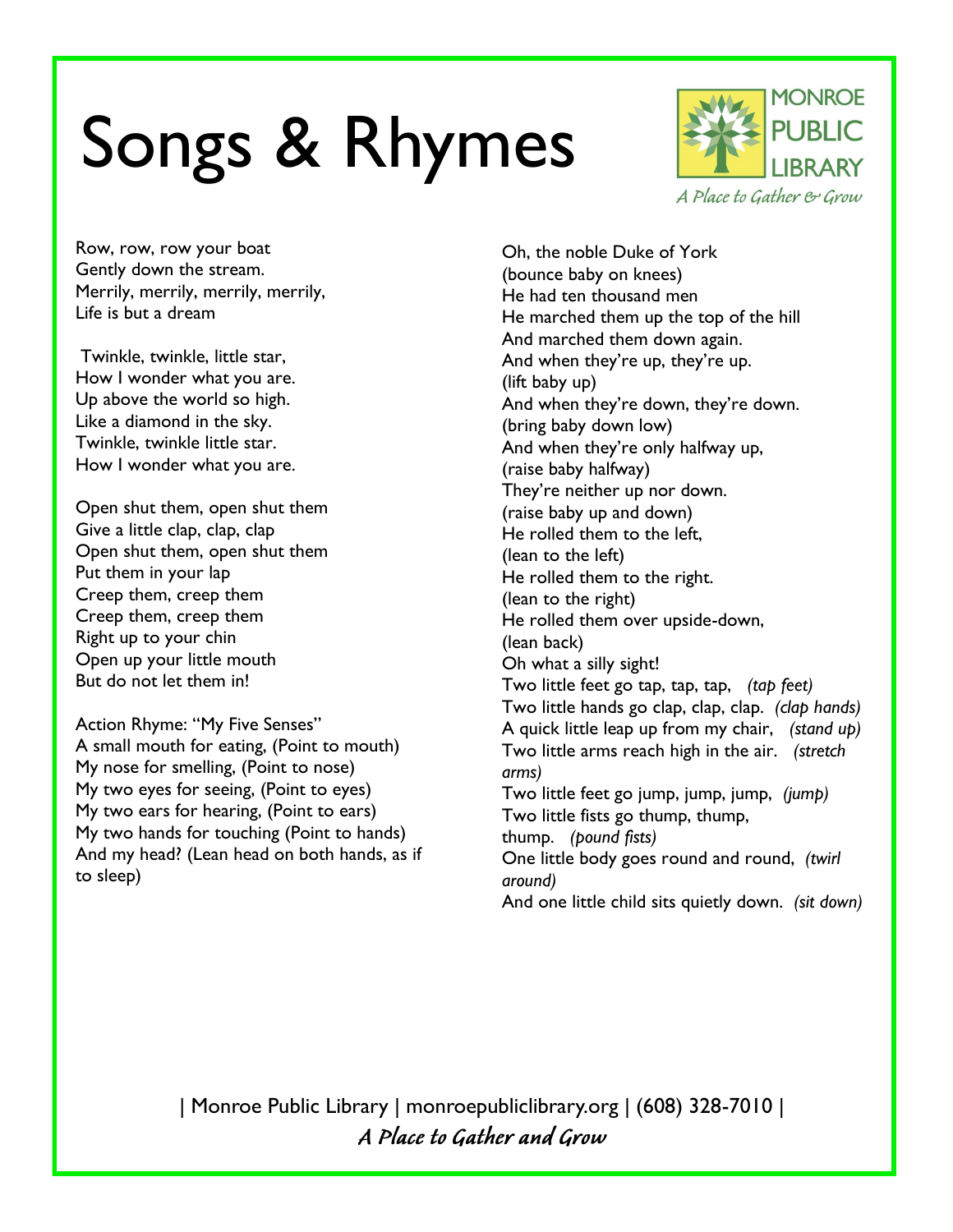# Songs & Rhymes

MONROE PUBLIC LIBRARY
*A Place to Gather & Grow*

Row, row, row your boat
Gently down the stream.
Merrily, merrily, merrily, merrily,
Life is but a dream

Twinkle, twinkle, little star,
How I wonder what you are.
Up above the world so high.
Like a diamond in the sky.
Twinkle, twinkle little star.
How I wonder what you are.

Open shut them, open shut them
Give a little clap, clap, clap
Open shut them, open shut them
Put them in your lap
Creep them, creep them
Creep them, creep them
Right up to your chin
Open up your little mouth
But do not let them in!

Action Rhyme: "My Five Senses"
A small mouth for eating, (Point to mouth)
My nose for smelling, (Point to nose)
My two eyes for seeing, (Point to eyes)
My two ears for hearing, (Point to ears)
My two hands for touching (Point to hands)
And my head? (Lean head on both hands, as if to sleep)

Oh, the noble Duke of York
(bounce baby on knees)
He had ten thousand men
He marched them up the top of the hill
And marched them down again.
And when they're up, they're up.
(lift baby up)
And when they're down, they're down.
(bring baby down low)
And when they're only halfway up,
(raise baby halfway)
They're neither up nor down.
(raise baby up and down)
He rolled them to the left,
(lean to the left)
He rolled them to the right.
(lean to the right)
He rolled them over upside-down,
(lean back)
Oh what a silly sight!

Two little feet go tap, tap, tap, *(tap feet)*
Two little hands go clap, clap, clap. *(clap hands)*
A quick little leap up from my chair, *(stand up)*
Two little arms reach high in the air. *(stretch arms)*
Two little feet go jump, jump, jump, *(jump)*
Two little fists go thump, thump, thump. *(pound fists)*
One little body goes round and round, *(twirl around)*
And one little child sits quietly down. *(sit down)*

| Monroe Public Library | monroepubliclibrary.org | (608) 328-7010 |
*A Place to Gather and Grow*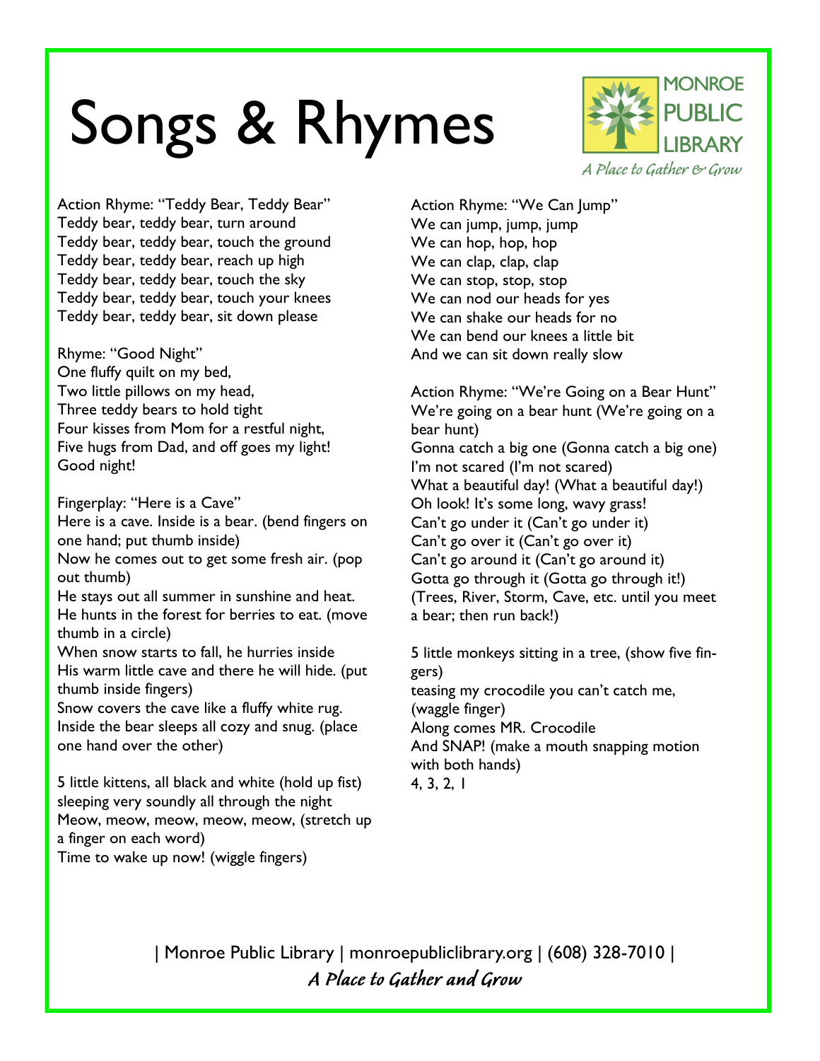# Songs & Rhymes

MONROE PUBLIC LIBRARY
*A Place to Gather & Grow*

Action Rhyme: "Teddy Bear, Teddy Bear"
Teddy bear, teddy bear, turn around
Teddy bear, teddy bear, touch the ground
Teddy bear, teddy bear, reach up high
Teddy bear, teddy bear, touch the sky
Teddy bear, teddy bear, touch your knees
Teddy bear, teddy bear, sit down please

Rhyme: "Good Night"
One fluffy quilt on my bed,
Two little pillows on my head,
Three teddy bears to hold tight
Four kisses from Mom for a restful night,
Five hugs from Dad, and off goes my light!
Good night!

Fingerplay: "Here is a Cave"
Here is a cave. Inside is a bear. (bend fingers on one hand; put thumb inside)
Now he comes out to get some fresh air. (pop out thumb)
He stays out all summer in sunshine and heat.
He hunts in the forest for berries to eat. (move thumb in a circle)
When snow starts to fall, he hurries inside
His warm little cave and there he will hide. (put thumb inside fingers)
Snow covers the cave like a fluffy white rug.
Inside the bear sleeps all cozy and snug. (place one hand over the other)

5 little kittens, all black and white (hold up fist)
sleeping very soundly all through the night
Meow, meow, meow, meow, meow, (stretch up a finger on each word)
Time to wake up now! (wiggle fingers)

Action Rhyme: "We Can Jump"
We can jump, jump, jump
We can hop, hop, hop
We can clap, clap, clap
We can stop, stop, stop
We can nod our heads for yes
We can shake our heads for no
We can bend our knees a little bit
And we can sit down really slow

Action Rhyme: "We're Going on a Bear Hunt"
We're going on a bear hunt (We're going on a bear hunt)
Gonna catch a big one (Gonna catch a big one)
I'm not scared (I'm not scared)
What a beautiful day! (What a beautiful day!)
Oh look! It's some long, wavy grass!
Can't go under it (Can't go under it)
Can't go over it (Can't go over it)
Can't go around it (Can't go around it)
Gotta go through it (Gotta go through it!)
(Trees, River, Storm, Cave, etc. until you meet a bear; then run back!)

5 little monkeys sitting in a tree, (show five fingers)
teasing my crocodile you can't catch me, (waggle finger)
Along comes MR. Crocodile
And SNAP! (make a mouth snapping motion with both hands)
4, 3, 2, 1

| Monroe Public Library | monroepubliclibrary.org | (608) 328-7010 |
*A Place to Gather and Grow*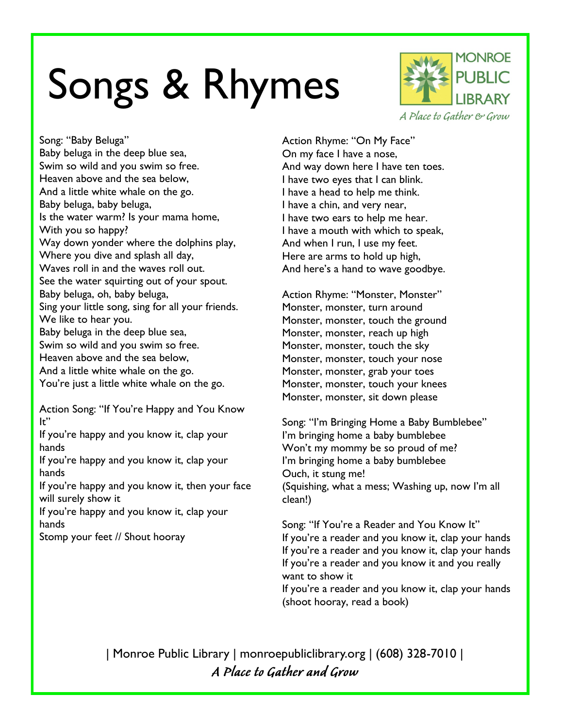# Songs & Rhymes

MONROE PUBLIC LIBRARY

*A Place to Gather & Grow*

Song: "Baby Beluga"
Baby beluga in the deep blue sea,
Swim so wild and you swim so free.
Heaven above and the sea below,
And a little white whale on the go.
Baby beluga, baby beluga,
Is the water warm? Is your mama home,
With you so happy?
Way down yonder where the dolphins play,
Where you dive and splash all day,
Waves roll in and the waves roll out.
See the water squirting out of your spout.
Baby beluga, oh, baby beluga,
Sing your little song, sing for all your friends.
We like to hear you.
Baby beluga in the deep blue sea,
Swim so wild and you swim so free.
Heaven above and the sea below,
And a little white whale on the go.
You're just a little white whale on the go.

Action Song: "If You're Happy and You Know It"
If you're happy and you know it, clap your hands
If you're happy and you know it, clap your hands
If you're happy and you know it, then your face will surely show it
If you're happy and you know it, clap your hands
Stomp your feet // Shout hooray

Action Rhyme: "On My Face"
On my face I have a nose,
And way down here I have ten toes.
I have two eyes that I can blink.
I have a head to help me think.
I have a chin, and very near,
I have two ears to help me hear.
I have a mouth with which to speak,
And when I run, I use my feet.
Here are arms to hold up high,
And here's a hand to wave goodbye.

Action Rhyme: "Monster, Monster"
Monster, monster, turn around
Monster, monster, touch the ground
Monster, monster, reach up high
Monster, monster, touch the sky
Monster, monster, touch your nose
Monster, monster, grab your toes
Monster, monster, touch your knees
Monster, monster, sit down please

Song: "I'm Bringing Home a Baby Bumblebee"
I'm bringing home a baby bumblebee
Won't my mommy be so proud of me?
I'm bringing home a baby bumblebee
Ouch, it stung me!
(Squishing, what a mess; Washing up, now I'm all clean!)

Song: "If You're a Reader and You Know It"
If you're a reader and you know it, clap your hands
If you're a reader and you know it, clap your hands
If you're a reader and you know it and you really want to show it
If you're a reader and you know it, clap your hands
(shoot hooray, read a book)

| Monroe Public Library | monroepubliclibrary.org | (608) 328-7010 |

*A Place to Gather and Grow*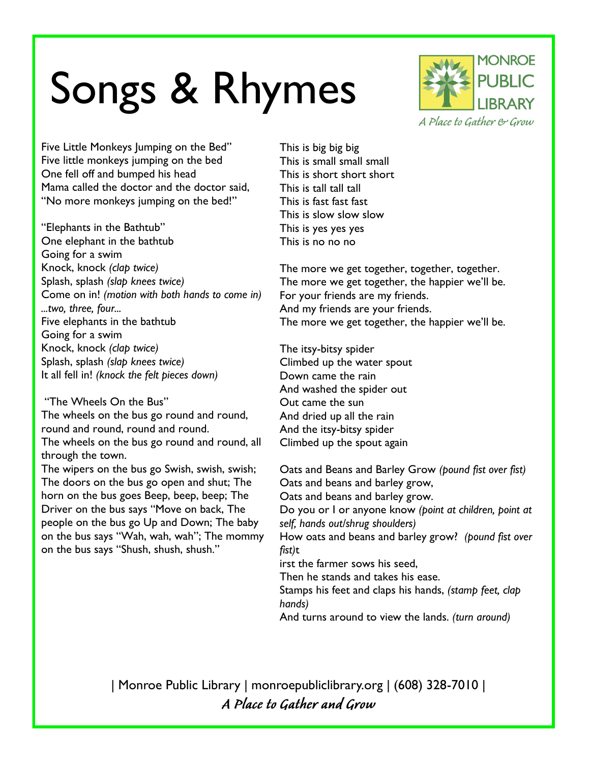# Songs & Rhymes

MONROE PUBLIC LIBRARY
*A Place to Gather & Grow*

Five Little Monkeys Jumping on the Bed"
Five little monkeys jumping on the bed
One fell off and bumped his head
Mama called the doctor and the doctor said,
"No more monkeys jumping on the bed!"

"Elephants in the Bathtub"
One elephant in the bathtub
Going for a swim
Knock, knock *(clap twice)*
Splash, splash *(slap knees twice)*
Come on in! *(motion with both hands to come in)*
*...two, three, four...*
Five elephants in the bathtub
Going for a swim
Knock, knock *(clap twice)*
Splash, splash *(slap knees twice)*
It all fell in! *(knock the felt pieces down)*

"The Wheels On the Bus"
The wheels on the bus go round and round, round and round, round and round.
The wheels on the bus go round and round, all through the town.
The wipers on the bus go Swish, swish, swish; The doors on the bus go open and shut; The horn on the bus goes Beep, beep, beep; The Driver on the bus says "Move on back, The people on the bus go Up and Down; The baby on the bus says "Wah, wah, wah"; The mommy on the bus says "Shush, shush, shush."

This is big big big
This is small small small
This is short short short
This is tall tall tall
This is fast fast fast
This is slow slow slow
This is yes yes yes
This is no no no

The more we get together, together, together.
The more we get together, the happier we'll be.
For your friends are my friends.
And my friends are your friends.
The more we get together, the happier we'll be.

The itsy-bitsy spider
Climbed up the water spout
Down came the rain
And washed the spider out
Out came the sun
And dried up all the rain
And the itsy-bitsy spider
Climbed up the spout again

Oats and Beans and Barley Grow *(pound fist over fist)*
Oats and beans and barley grow,
Oats and beans and barley grow.
Do you or I or anyone know *(point at children, point at self, hands out/shrug shoulders)*
How oats and beans and barley grow? *(pound fist over fist)*t
irst the farmer sows his seed,
Then he stands and takes his ease.
Stamps his feet and claps his hands, *(stamp feet, clap hands)*
And turns around to view the lands. *(turn around)*

| Monroe Public Library | monroepubliclibrary.org | (608) 328-7010 |
***A Place to Gather and Grow***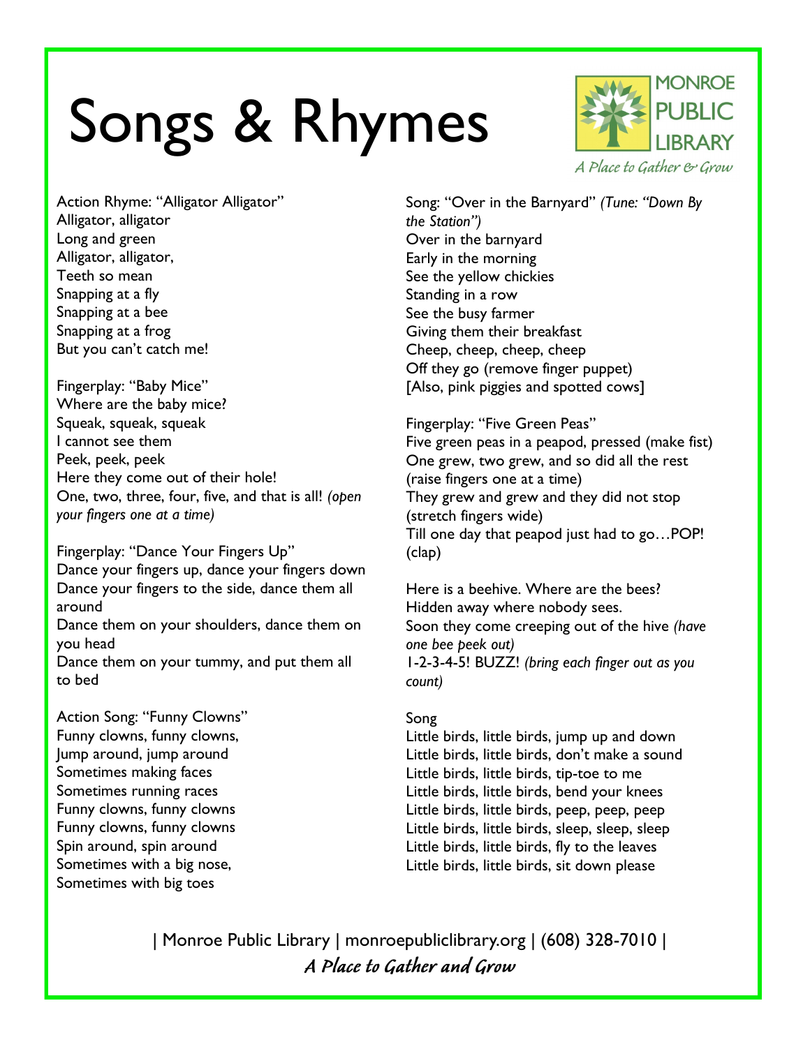# Songs & Rhymes

MONROE PUBLIC LIBRARY
*A Place to Gather & Grow*

Action Rhyme: "Alligator Alligator"
Alligator, alligator
Long and green
Alligator, alligator,
Teeth so mean
Snapping at a fly
Snapping at a bee
Snapping at a frog
But you can't catch me!

Fingerplay: "Baby Mice"
Where are the baby mice?
Squeak, squeak, squeak
I cannot see them
Peek, peek, peek
Here they come out of their hole!
One, two, three, four, five, and that is all! *(open your fingers one at a time)*

Fingerplay: "Dance Your Fingers Up"
Dance your fingers up, dance your fingers down
Dance your fingers to the side, dance them all around
Dance them on your shoulders, dance them on you head
Dance them on your tummy, and put them all to bed

Action Song: "Funny Clowns"
Funny clowns, funny clowns,
Jump around, jump around
Sometimes making faces
Sometimes running races
Funny clowns, funny clowns
Funny clowns, funny clowns
Spin around, spin around
Sometimes with a big nose,
Sometimes with big toes

Song: "Over in the Barnyard" *(Tune: "Down By the Station")*
Over in the barnyard
Early in the morning
See the yellow chickies
Standing in a row
See the busy farmer
Giving them their breakfast
Cheep, cheep, cheep, cheep
Off they go (remove finger puppet)
[Also, pink piggies and spotted cows]

Fingerplay: "Five Green Peas"
Five green peas in a peapod, pressed (make fist)
One grew, two grew, and so did all the rest (raise fingers one at a time)
They grew and grew and they did not stop (stretch fingers wide)
Till one day that peapod just had to go…POP! (clap)

Here is a beehive. Where are the bees?
Hidden away where nobody sees.
Soon they come creeping out of the hive *(have one bee peek out)*
1-2-3-4-5! BUZZ! *(bring each finger out as you count)*

Song
Little birds, little birds, jump up and down
Little birds, little birds, don't make a sound
Little birds, little birds, tip-toe to me
Little birds, little birds, bend your knees
Little birds, little birds, peep, peep, peep
Little birds, little birds, sleep, sleep, sleep
Little birds, little birds, fly to the leaves
Little birds, little birds, sit down please

| Monroe Public Library | monroepubliclibrary.org | (608) 328-7010 |
*A Place to Gather and Grow*